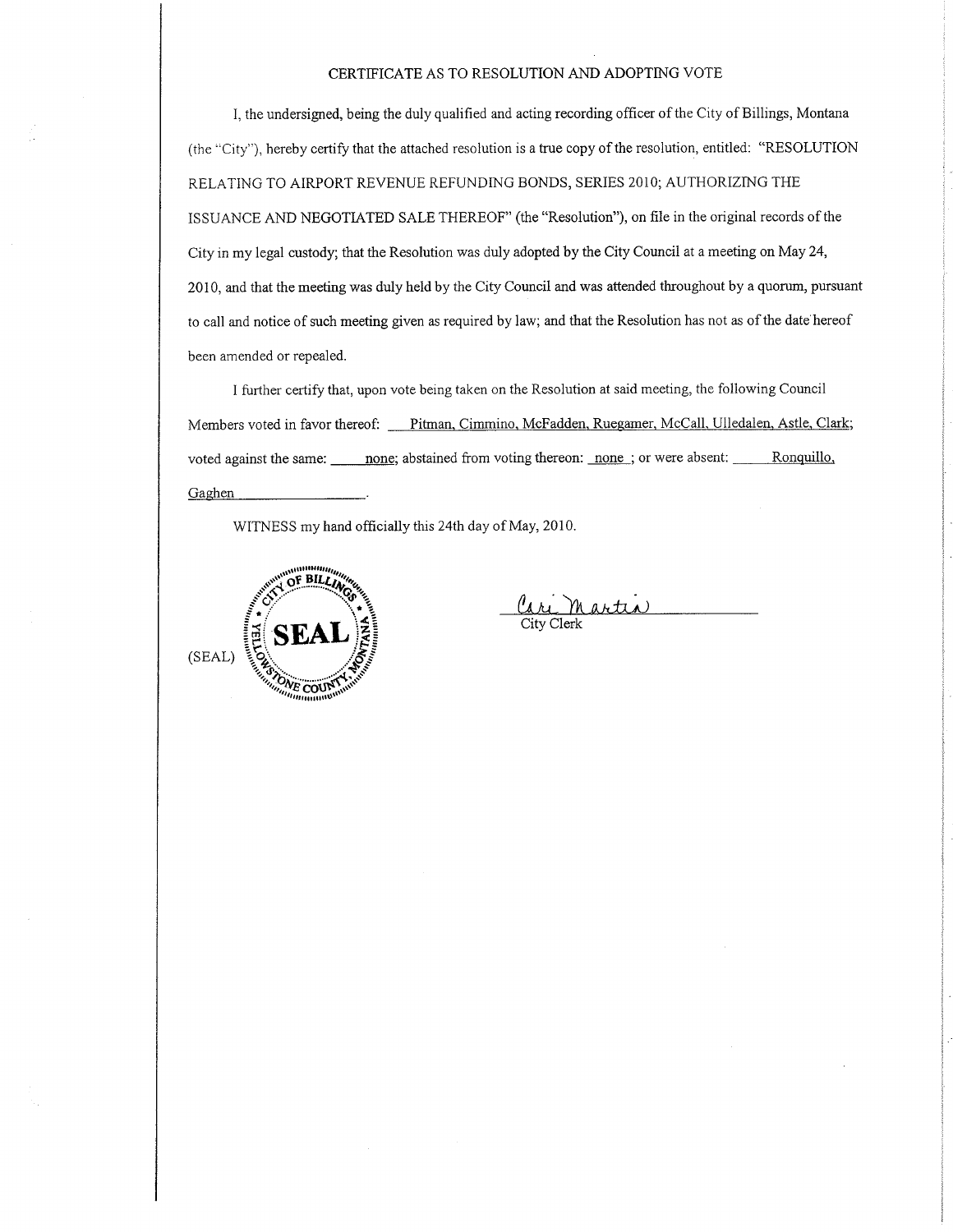# CERTIFICATE AS TO RESOLUTION AND ADOPTING VOTE

I, the undersigned, being the duly qualified and acting recording officer of the City of Billings, Montana (the "City"), hereby certify that the attached resolution is a true copy of the resolution, entitled: "RESOLUTION RELATING TO AIRPORT REVENUE REFUNDING BONDS, SERIES 2010; AUTHORIZING THE ISSUANCE AND NEGOTIATED SALE THEREOF" (the "Resolution"), on file in the original records of the City in my legal custody; that the Resolution was duly adopted by the City Council at a meeting on May 24, 2010, and that the meeting was duly held by the City Council and was attended throughout by a quorum, pursuant to call and notice of such meeting given as required by law; and that the Resolution has not as of the date hereof been amended or repealed.

I further certify that, upon vote being taken on the Resolution at said meeting, the following Council Members voted in favor thereof: Pitman, Cimmino, McFadden, Ruegamer, McCall, Ulledalen, Astle, Clark; voted against the same: none; abstained from voting thereon: none ; or were absent: Ronquillo, Gaghen.

WITNESS my hand officially this 24th day of May, 2010.

(SEAL)

CITY OF BILLINGS · YELLOWSTONE COUNTY, MONTANA · SEAL

Cari Martin
City Clerk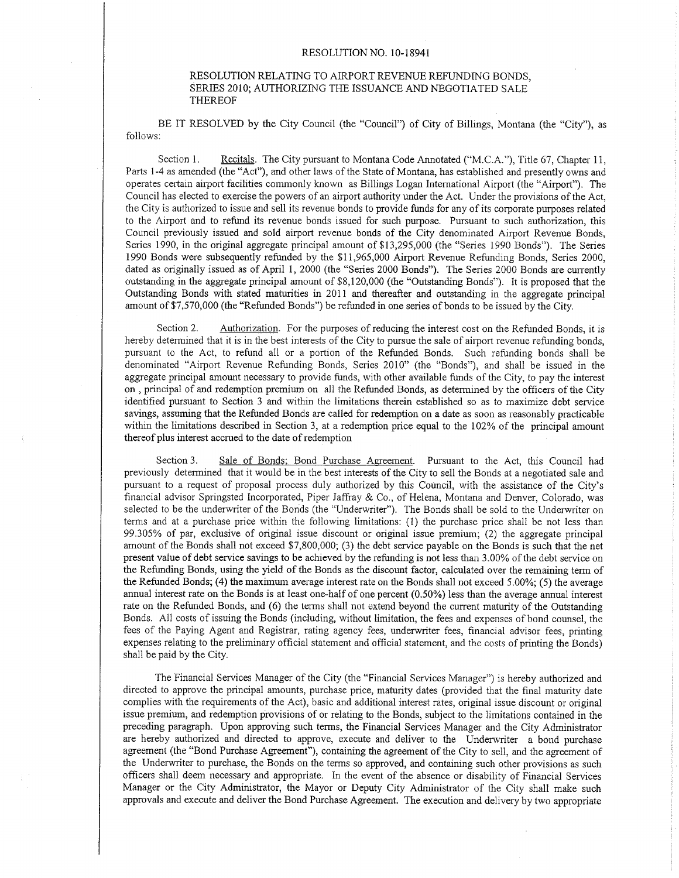RESOLUTION NO. 10-18941

RESOLUTION RELATING TO AIRPORT REVENUE REFUNDING BONDS, SERIES 2010; AUTHORIZING THE ISSUANCE AND NEGOTIATED SALE THEREOF

BE IT RESOLVED by the City Council (the "Council") of City of Billings, Montana (the "City"), as follows:

Section 1. Recitals. The City pursuant to Montana Code Annotated ("M.C.A."), Title 67, Chapter 11, Parts 1-4 as amended (the "Act"), and other laws of the State of Montana, has established and presently owns and operates certain airport facilities commonly known as Billings Logan International Airport (the "Airport"). The Council has elected to exercise the powers of an airport authority under the Act. Under the provisions of the Act, the City is authorized to issue and sell its revenue bonds to provide funds for any of its corporate purposes related to the Airport and to refund its revenue bonds issued for such purpose. Pursuant to such authorization, this Council previously issued and sold airport revenue bonds of the City denominated Airport Revenue Bonds, Series 1990, in the original aggregate principal amount of $13,295,000 (the "Series 1990 Bonds"). The Series 1990 Bonds were subsequently refunded by the $11,965,000 Airport Revenue Refunding Bonds, Series 2000, dated as originally issued as of April 1, 2000 (the "Series 2000 Bonds"). The Series 2000 Bonds are currently outstanding in the aggregate principal amount of $8,120,000 (the "Outstanding Bonds"). It is proposed that the Outstanding Bonds with stated maturities in 2011 and thereafter and outstanding in the aggregate principal amount of $7,570,000 (the "Refunded Bonds") be refunded in one series of bonds to be issued by the City.

Section 2. Authorization. For the purposes of reducing the interest cost on the Refunded Bonds, it is hereby determined that it is in the best interests of the City to pursue the sale of airport revenue refunding bonds, pursuant to the Act, to refund all or a portion of the Refunded Bonds. Such refunding bonds shall be denominated "Airport Revenue Refunding Bonds, Series 2010" (the "Bonds"), and shall be issued in the aggregate principal amount necessary to provide funds, with other available funds of the City, to pay the interest on , principal of and redemption premium on all the Refunded Bonds, as determined by the officers of the City identified pursuant to Section 3 and within the limitations therein established so as to maximize debt service savings, assuming that the Refunded Bonds are called for redemption on a date as soon as reasonably practicable within the limitations described in Section 3, at a redemption price equal to the 102% of the principal amount thereof plus interest accrued to the date of redemption

Section 3. Sale of Bonds; Bond Purchase Agreement. Pursuant to the Act, this Council had previously determined that it would be in the best interests of the City to sell the Bonds at a negotiated sale and pursuant to a request of proposal process duly authorized by this Council, with the assistance of the City's financial advisor Springsted Incorporated, Piper Jaffray & Co., of Helena, Montana and Denver, Colorado, was selected to be the underwriter of the Bonds (the "Underwriter"). The Bonds shall be sold to the Underwriter on terms and at a purchase price within the following limitations: (1) the purchase price shall be not less than 99.305% of par, exclusive of original issue discount or original issue premium; (2) the aggregate principal amount of the Bonds shall not exceed $7,800,000; (3) the debt service payable on the Bonds is such that the net present value of debt service savings to be achieved by the refunding is not less than 3.00% of the debt service on the Refunding Bonds, using the yield of the Bonds as the discount factor, calculated over the remaining term of the Refunded Bonds; (4) the maximum average interest rate on the Bonds shall not exceed 5.00%; (5) the average annual interest rate on the Bonds is at least one-half of one percent (0.50%) less than the average annual interest rate on the Refunded Bonds, and (6) the terms shall not extend beyond the current maturity of the Outstanding Bonds. All costs of issuing the Bonds (including, without limitation, the fees and expenses of bond counsel, the fees of the Paying Agent and Registrar, rating agency fees, underwriter fees, financial advisor fees, printing expenses relating to the preliminary official statement and official statement, and the costs of printing the Bonds) shall be paid by the City.

The Financial Services Manager of the City (the "Financial Services Manager") is hereby authorized and directed to approve the principal amounts, purchase price, maturity dates (provided that the final maturity date complies with the requirements of the Act), basic and additional interest rates, original issue discount or original issue premium, and redemption provisions of or relating to the Bonds, subject to the limitations contained in the preceding paragraph. Upon approving such terms, the Financial Services Manager and the City Administrator are hereby authorized and directed to approve, execute and deliver to the Underwriter a bond purchase agreement (the "Bond Purchase Agreement"), containing the agreement of the City to sell, and the agreement of the Underwriter to purchase, the Bonds on the terms so approved, and containing such other provisions as such officers shall deem necessary and appropriate. In the event of the absence or disability of Financial Services Manager or the City Administrator, the Mayor or Deputy City Administrator of the City shall make such approvals and execute and deliver the Bond Purchase Agreement. The execution and delivery by two appropriate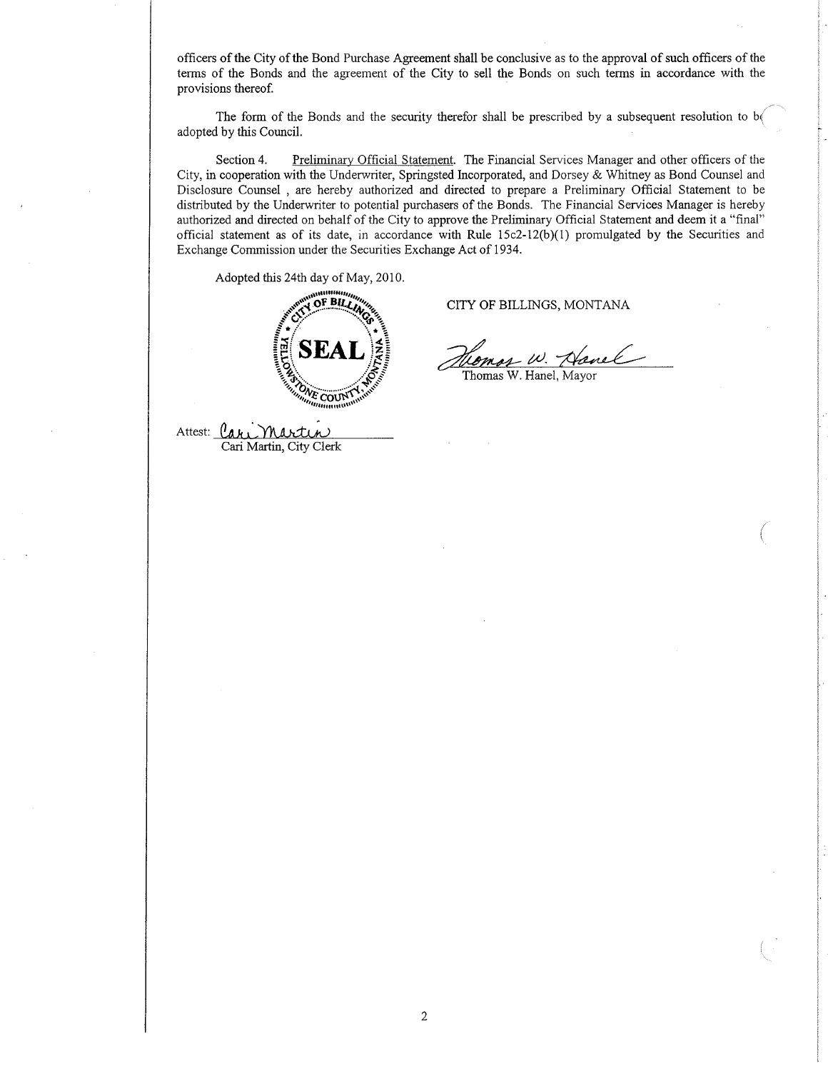officers of the City of the Bond Purchase Agreement shall be conclusive as to the approval of such officers of the terms of the Bonds and the agreement of the City to sell the Bonds on such terms in accordance with the provisions thereof.

The form of the Bonds and the security therefor shall be prescribed by a subsequent resolution to be adopted by this Council.

Section 4. Preliminary Official Statement. The Financial Services Manager and other officers of the City, in cooperation with the Underwriter, Springsted Incorporated, and Dorsey & Whitney as Bond Counsel and Disclosure Counsel , are hereby authorized and directed to prepare a Preliminary Official Statement to be distributed by the Underwriter to potential purchasers of the Bonds. The Financial Services Manager is hereby authorized and directed on behalf of the City to approve the Preliminary Official Statement and deem it a "final" official statement as of its date, in accordance with Rule 15c2-12(b)(1) promulgated by the Securities and Exchange Commission under the Securities Exchange Act of 1934.

Adopted this 24th day of May, 2010.

CITY OF BILLINGS, MONTANA

SEAL

Thomas W. Hanel, Mayor

Attest: Cari Martin, City Clerk